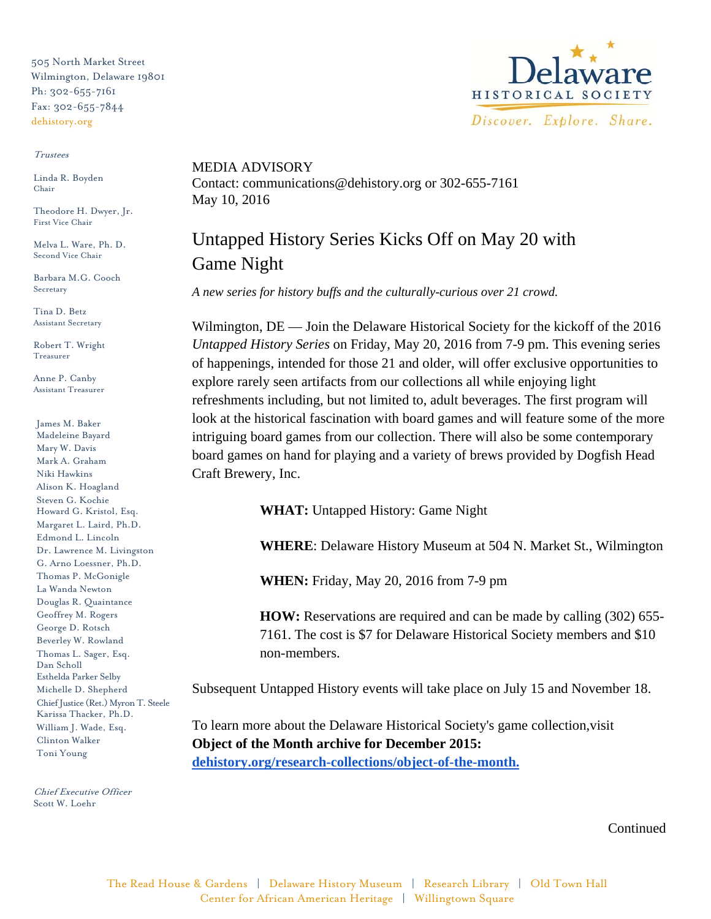505 North Market Street
Wilmington, Delaware 19801
Ph: 302-655-7161
Fax: 302-655-7844
dehistory.org

*Trustees*

Linda R. Boyden
Chair

Theodore H. Dwyer, Jr.
First Vice Chair

Melva L. Ware, Ph. D.
Second Vice Chair

Barbara M.G. Cooch
Secretary

Tina D. Betz
Assistant Secretary

Robert T. Wright
Treasurer

Anne P. Canby
Assistant Treasurer

James M. Baker
Madeleine Bayard
Mary W. Davis
Mark A. Graham
Niki Hawkins
Alison K. Hoagland
Steven G. Kochie
Howard G. Kristol, Esq.
Margaret L. Laird, Ph.D.
Edmond L. Lincoln
Dr. Lawrence M. Livingston
G. Arno Loessner, Ph.D.
Thomas P. McGonigle
La Wanda Newton
Douglas R. Quaintance
Geoffrey M. Rogers
George D. Rotsch
Beverley W. Rowland
Thomas L. Sager, Esq.
Dan Scholl
Esthelda Parker Selby
Michelle D. Shepherd
Chief Justice (Ret.) Myron T. Steele
Karissa Thacker, Ph.D.
William J. Wade, Esq.
Clinton Walker
Toni Young

*Chief Executive Officer*
Scott W. Loehr

Delaware HISTORICAL SOCIETY
*Discover. Explore. Share.*

MEDIA ADVISORY
Contact: communications@dehistory.org or 302-655-7161
May 10, 2016

# Untapped History Series Kicks Off on May 20 with Game Night

*A new series for history buffs and the culturally-curious over 21 crowd.*

Wilmington, DE — Join the Delaware Historical Society for the kickoff of the 2016 *Untapped History Series* on Friday, May 20, 2016 from 7-9 pm. This evening series of happenings, intended for those 21 and older, will offer exclusive opportunities to explore rarely seen artifacts from our collections all while enjoying light refreshments including, but not limited to, adult beverages. The first program will look at the historical fascination with board games and will feature some of the more intriguing board games from our collection. There will also be some contemporary board games on hand for playing and a variety of brews provided by Dogfish Head Craft Brewery, Inc.

**WHAT:** Untapped History: Game Night

**WHERE**: Delaware History Museum at 504 N. Market St., Wilmington

**WHEN:** Friday, May 20, 2016 from 7-9 pm

**HOW:** Reservations are required and can be made by calling (302) 655-7161. The cost is $7 for Delaware Historical Society members and $10 non-members.

Subsequent Untapped History events will take place on July 15 and November 18.

To learn more about the Delaware Historical Society's game collection,visit **Object of the Month archive for December 2015:** **dehistory.org/research-collections/object-of-the-month.**

Continued

The Read House & Gardens | Delaware History Museum | Research Library | Old Town Hall
Center for African American Heritage | Willingtown Square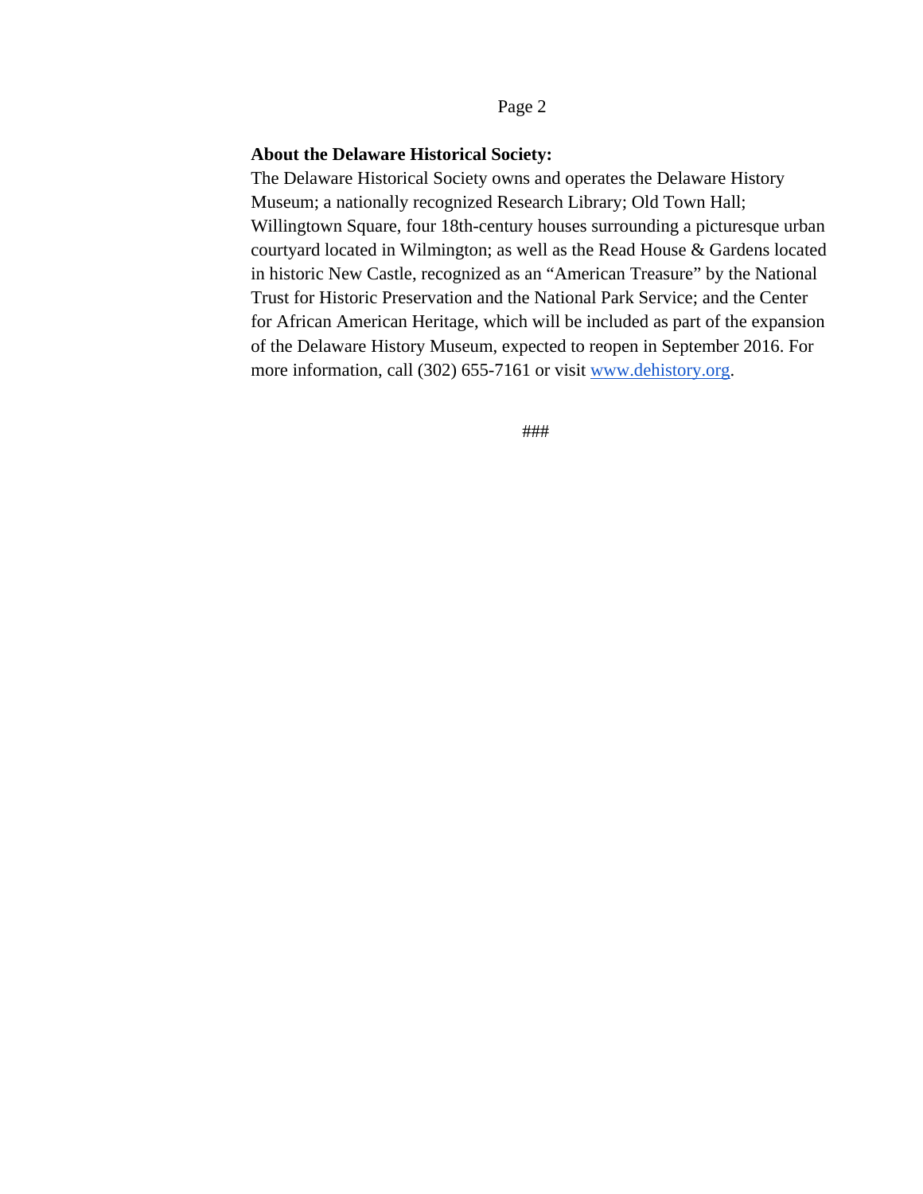**About the Delaware Historical Society:**

The Delaware Historical Society owns and operates the Delaware History Museum; a nationally recognized Research Library; Old Town Hall; Willingtown Square, four 18th-century houses surrounding a picturesque urban courtyard located in Wilmington; as well as the Read House & Gardens located in historic New Castle, recognized as an "American Treasure" by the National Trust for Historic Preservation and the National Park Service; and the Center for African American Heritage, which will be included as part of the expansion of the Delaware History Museum, expected to reopen in September 2016. For more information, call (302) 655-7161 or visit www.dehistory.org.

###